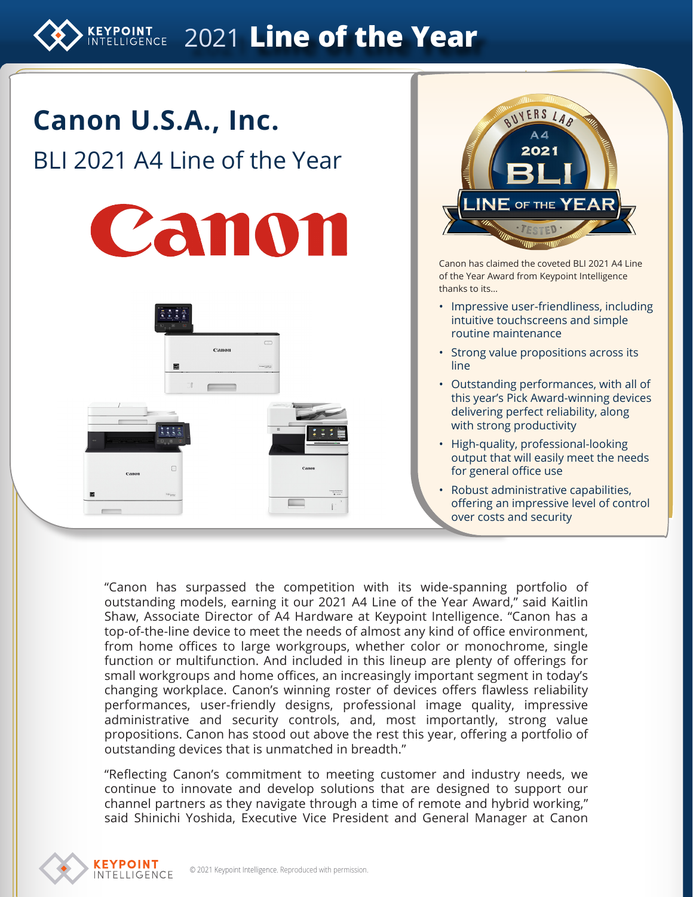# 2021 Line of the Year

## Canon U.S.A., Inc.

### BLI 2021 A4 Line of the Year

Canon has claimed the coveted BLI 2021 A4 Line of the Year Award from Keypoint Intelligence thanks to its...

- Impressive user-friendliness, including intuitive touchscreens and simple routine maintenance
- Strong value propositions across its line
- Outstanding performances, with all of this year's Pick Award-winning devices delivering perfect reliability, along with strong productivity
- High-quality, professional-looking output that will easily meet the needs for general office use
- Robust administrative capabilities, offering an impressive level of control over costs and security

"Canon has surpassed the competition with its wide-spanning portfolio of outstanding models, earning it our 2021 A4 Line of the Year Award," said Kaitlin Shaw, Associate Director of A4 Hardware at Keypoint Intelligence. "Canon has a top-of-the-line device to meet the needs of almost any kind of office environment, from home offices to large workgroups, whether color or monochrome, single function or multifunction. And included in this lineup are plenty of offerings for small workgroups and home offices, an increasingly important segment in today's changing workplace. Canon's winning roster of devices offers flawless reliability performances, user-friendly designs, professional image quality, impressive administrative and security controls, and, most importantly, strong value propositions. Canon has stood out above the rest this year, offering a portfolio of outstanding devices that is unmatched in breadth."

"Reflecting Canon's commitment to meeting customer and industry needs, we continue to innovate and develop solutions that are designed to support our channel partners as they navigate through a time of remote and hybrid working," said Shinichi Yoshida, Executive Vice President and General Manager at Canon

© 2021 Keypoint Intelligence. Reproduced with permission.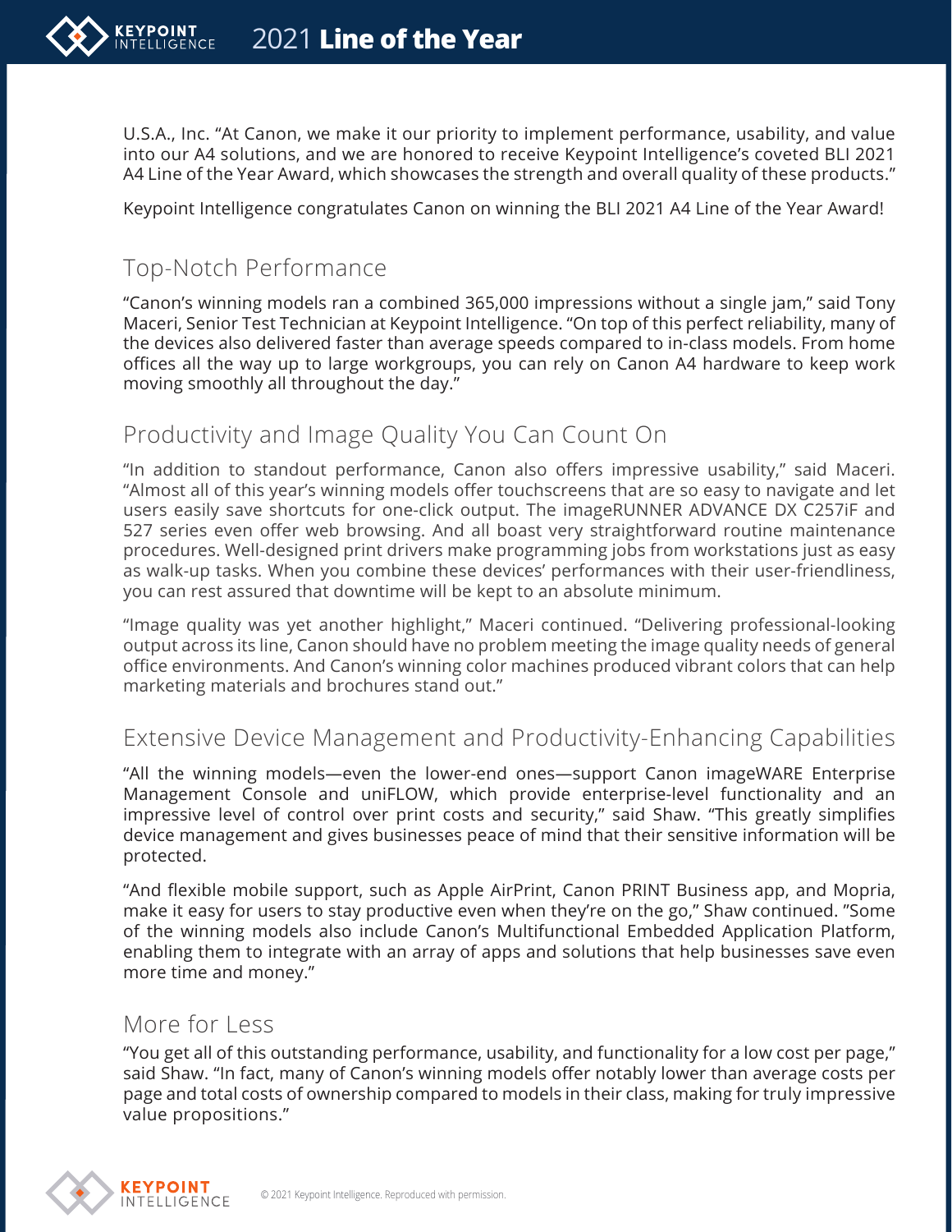U.S.A., Inc. "At Canon, we make it our priority to implement performance, usability, and value into our A4 solutions, and we are honored to receive Keypoint Intelligence's coveted BLI 2021 A4 Line of the Year Award, which showcases the strength and overall quality of these products."

Keypoint Intelligence congratulates Canon on winning the BLI 2021 A4 Line of the Year Award!

## Top-Notch Performance

"Canon's winning models ran a combined 365,000 impressions without a single jam," said Tony Maceri, Senior Test Technician at Keypoint Intelligence. "On top of this perfect reliability, many of the devices also delivered faster than average speeds compared to in-class models. From home offices all the way up to large workgroups, you can rely on Canon A4 hardware to keep work moving smoothly all throughout the day."

## Productivity and Image Quality You Can Count On

"In addition to standout performance, Canon also offers impressive usability," said Maceri. "Almost all of this year's winning models offer touchscreens that are so easy to navigate and let users easily save shortcuts for one-click output. The imageRUNNER ADVANCE DX C257iF and 527 series even offer web browsing. And all boast very straightforward routine maintenance procedures. Well-designed print drivers make programming jobs from workstations just as easy as walk-up tasks. When you combine these devices' performances with their user-friendliness, you can rest assured that downtime will be kept to an absolute minimum.

"Image quality was yet another highlight," Maceri continued. "Delivering professional-looking output across its line, Canon should have no problem meeting the image quality needs of general office environments. And Canon's winning color machines produced vibrant colors that can help marketing materials and brochures stand out."

## Extensive Device Management and Productivity-Enhancing Capabilities

"All the winning models—even the lower-end ones—support Canon imageWARE Enterprise Management Console and uniFLOW, which provide enterprise-level functionality and an impressive level of control over print costs and security," said Shaw. "This greatly simplifies device management and gives businesses peace of mind that their sensitive information will be protected.

"And flexible mobile support, such as Apple AirPrint, Canon PRINT Business app, and Mopria, make it easy for users to stay productive even when they're on the go," Shaw continued. "Some of the winning models also include Canon's Multifunctional Embedded Application Platform, enabling them to integrate with an array of apps and solutions that help businesses save even more time and money."

## More for Less

"You get all of this outstanding performance, usability, and functionality for a low cost per page," said Shaw. "In fact, many of Canon's winning models offer notably lower than average costs per page and total costs of ownership compared to models in their class, making for truly impressive value propositions."

© 2021 Keypoint Intelligence. Reproduced with permission.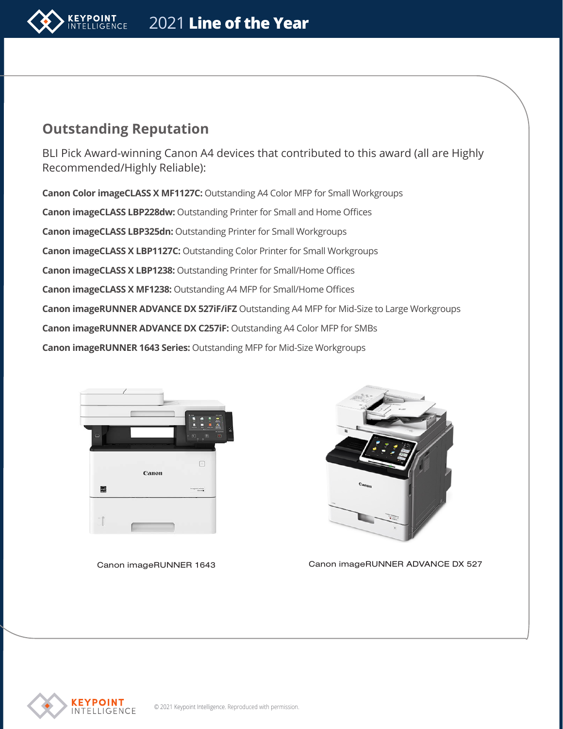## Outstanding Reputation

BLI Pick Award-winning Canon A4 devices that contributed to this award (all are Highly Recommended/Highly Reliable):

**Canon Color imageCLASS X MF1127C:** Outstanding A4 Color MFP for Small Workgroups

**Canon imageCLASS LBP228dw:** Outstanding Printer for Small and Home Offices

**Canon imageCLASS LBP325dn:** Outstanding Printer for Small Workgroups

**Canon imageCLASS X LBP1127C:** Outstanding Color Printer for Small Workgroups

**Canon imageCLASS X LBP1238:** Outstanding Printer for Small/Home Offices

**Canon imageCLASS X MF1238:** Outstanding A4 MFP for Small/Home Offices

**Canon imageRUNNER ADVANCE DX 527iF/iFZ** Outstanding A4 MFP for Mid-Size to Large Workgroups

**Canon imageRUNNER ADVANCE DX C257iF:** Outstanding A4 Color MFP for SMBs

**Canon imageRUNNER 1643 Series:** Outstanding MFP for Mid-Size Workgroups

Canon imageRUNNER 1643

Canon imageRUNNER ADVANCE DX 527

© 2021 Keypoint Intelligence. Reproduced with permission.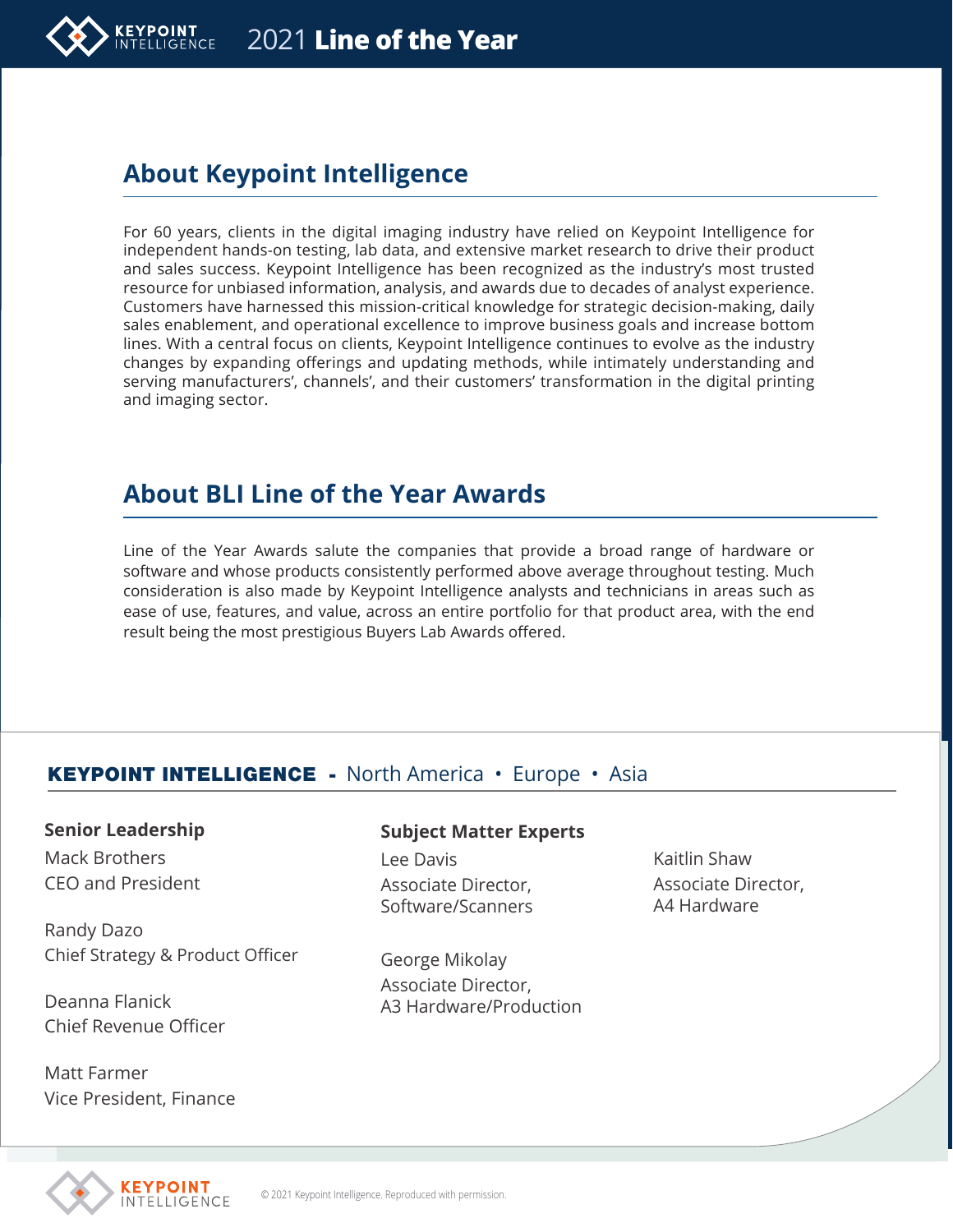## About Keypoint Intelligence

For 60 years, clients in the digital imaging industry have relied on Keypoint Intelligence for independent hands-on testing, lab data, and extensive market research to drive their product and sales success. Keypoint Intelligence has been recognized as the industry's most trusted resource for unbiased information, analysis, and awards due to decades of analyst experience. Customers have harnessed this mission-critical knowledge for strategic decision-making, daily sales enablement, and operational excellence to improve business goals and increase bottom lines. With a central focus on clients, Keypoint Intelligence continues to evolve as the industry changes by expanding offerings and updating methods, while intimately understanding and serving manufacturers', channels', and their customers' transformation in the digital printing and imaging sector.

## About BLI Line of the Year Awards

Line of the Year Awards salute the companies that provide a broad range of hardware or software and whose products consistently performed above average throughout testing. Much consideration is also made by Keypoint Intelligence analysts and technicians in areas such as ease of use, features, and value, across an entire portfolio for that product area, with the end result being the most prestigious Buyers Lab Awards offered.

**KEYPOINT INTELLIGENCE** - North America • Europe • Asia

**Senior Leadership**

Mack Brothers
CEO and President

Randy Dazo
Chief Strategy & Product Officer

Deanna Flanick
Chief Revenue Officer

Matt Farmer
Vice President, Finance

**Subject Matter Experts**

Lee Davis
Associate Director, Software/Scanners

George Mikolay
Associate Director, A3 Hardware/Production

Kaitlin Shaw
Associate Director, A4 Hardware

© 2021 Keypoint Intelligence. Reproduced with permission.